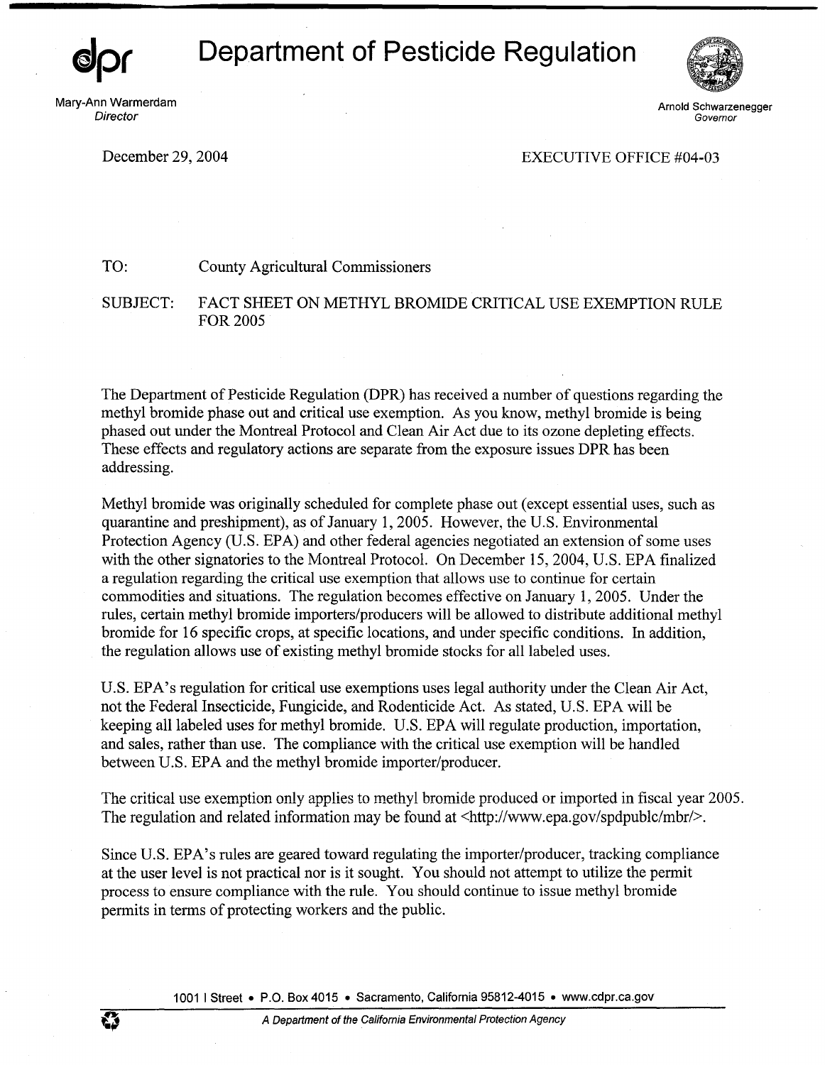**dpr** # Department of Pesticide Regulation

Mary-Ann Warmerdam
*Director*

Arnold Schwarzenegger
*Governor*

December 29, 2004

EXECUTIVE OFFICE #04-03

TO: County Agricultural Commissioners

SUBJECT: FACT SHEET ON METHYL BROMIDE CRITICAL USE EXEMPTION RULE FOR 2005

The Department of Pesticide Regulation (DPR) has received a number of questions regarding the methyl bromide phase out and critical use exemption. As you know, methyl bromide is being phased out under the Montreal Protocol and Clean Air Act due to its ozone depleting effects. These effects and regulatory actions are separate from the exposure issues DPR has been addressing.

Methyl bromide was originally scheduled for complete phase out (except essential uses, such as quarantine and preshipment), as of January 1, 2005. However, the U.S. Environmental Protection Agency (U.S. EPA) and other federal agencies negotiated an extension of some uses with the other signatories to the Montreal Protocol. On December 15, 2004, U.S. EPA finalized a regulation regarding the critical use exemption that allows use to continue for certain commodities and situations. The regulation becomes effective on January 1, 2005. Under the rules, certain methyl bromide importers/producers will be allowed to distribute additional methyl bromide for 16 specific crops, at specific locations, and under specific conditions. In addition, the regulation allows use of existing methyl bromide stocks for all labeled uses.

U.S. EPA's regulation for critical use exemptions uses legal authority under the Clean Air Act, not the Federal Insecticide, Fungicide, and Rodenticide Act. As stated, U.S. EPA will be keeping all labeled uses for methyl bromide. U.S. EPA will regulate production, importation, and sales, rather than use. The compliance with the critical use exemption will be handled between U.S. EPA and the methyl bromide importer/producer.

The critical use exemption only applies to methyl bromide produced or imported in fiscal year 2005. The regulation and related information may be found at <http://www.epa.gov/spdpublc/mbr/>.

Since U.S. EPA's rules are geared toward regulating the importer/producer, tracking compliance at the user level is not practical nor is it sought. You should not attempt to utilize the permit process to ensure compliance with the rule. You should continue to issue methyl bromide permits in terms of protecting workers and the public.

1001 I Street • P.O. Box 4015 • Sacramento, California 95812-4015 • www.cdpr.ca.gov

*A Department of the California Environmental Protection Agency*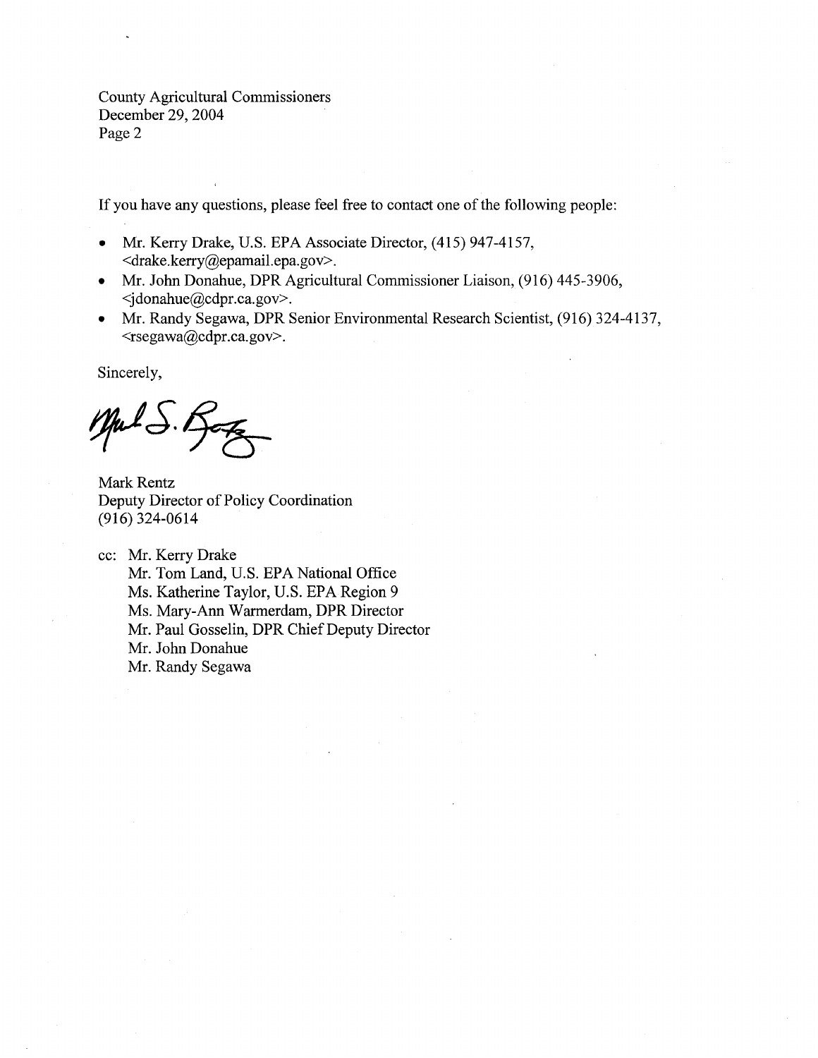County Agricultural Commissioners
December 29, 2004
Page 2

If you have any questions, please feel free to contact one of the following people:

- Mr. Kerry Drake, U.S. EPA Associate Director, (415) 947-4157, <drake.kerry@epamail.epa.gov>.
- Mr. John Donahue, DPR Agricultural Commissioner Liaison, (916) 445-3906, <jdonahue@cdpr.ca.gov>.
- Mr. Randy Segawa, DPR Senior Environmental Research Scientist, (916) 324-4137, <rsegawa@cdpr.ca.gov>.

Sincerely,

Mark Rentz
Deputy Director of Policy Coordination
(916) 324-0614

cc: Mr. Kerry Drake
Mr. Tom Land, U.S. EPA National Office
Ms. Katherine Taylor, U.S. EPA Region 9
Ms. Mary-Ann Warmerdam, DPR Director
Mr. Paul Gosselin, DPR Chief Deputy Director
Mr. John Donahue
Mr. Randy Segawa